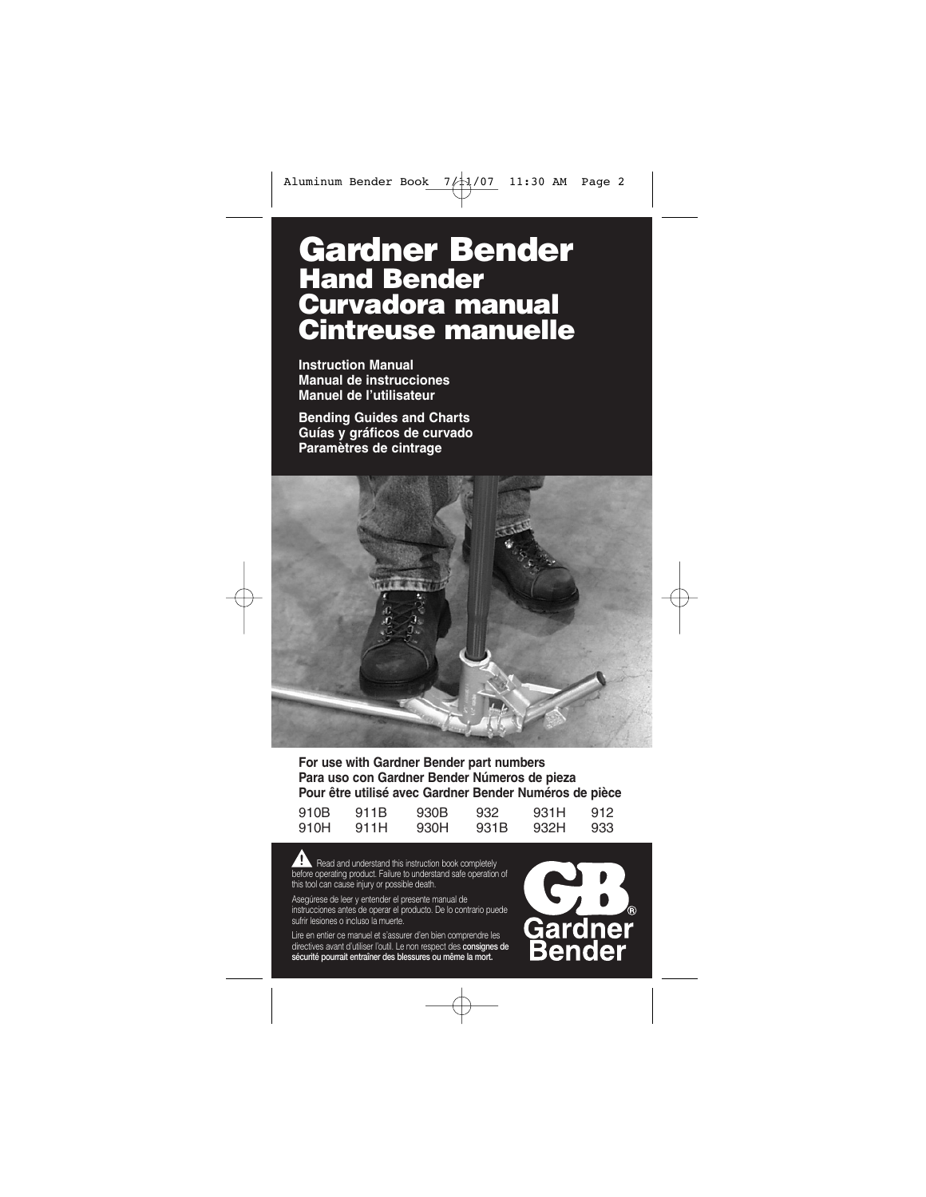# Gardner Bender

## Hand Bender
## Curvadora manual
## Cintreuse manuelle

**Instruction Manual**
**Manual de instrucciones**
**Manuel de l'utilisateur**

**Bending Guides and Charts**
**Guías y gráficos de curvado**
**Paramètres de cintrage**

**For use with Gardner Bender part numbers**
**Para uso con Gardner Bender Números de pieza**
**Pour être utilisé avec Gardner Bender Numéros de pièce**

| | | | | | |
|---|---|---|---|---|---|
| 910B | 911B | 930B | 932 | 931H | 912 |
| 910H | 911H | 930H | 931B | 932H | 933 |

⚠ Read and understand this instruction book completely before operating product. Failure to understand safe operation of this tool can cause injury or possible death.

Asegúrese de leer y entender el presente manual de instrucciones antes de operar el producto. De lo contrario puede sufrir lesiones o incluso la muerte.

Lire en entier ce manuel et s'assurer d'en bien comprendre les directives avant d'utiliser l'outil. Le non respect des **consignes de sécurité pourrait entraîner des blessures ou même la mort.**

GB® Gardner Bender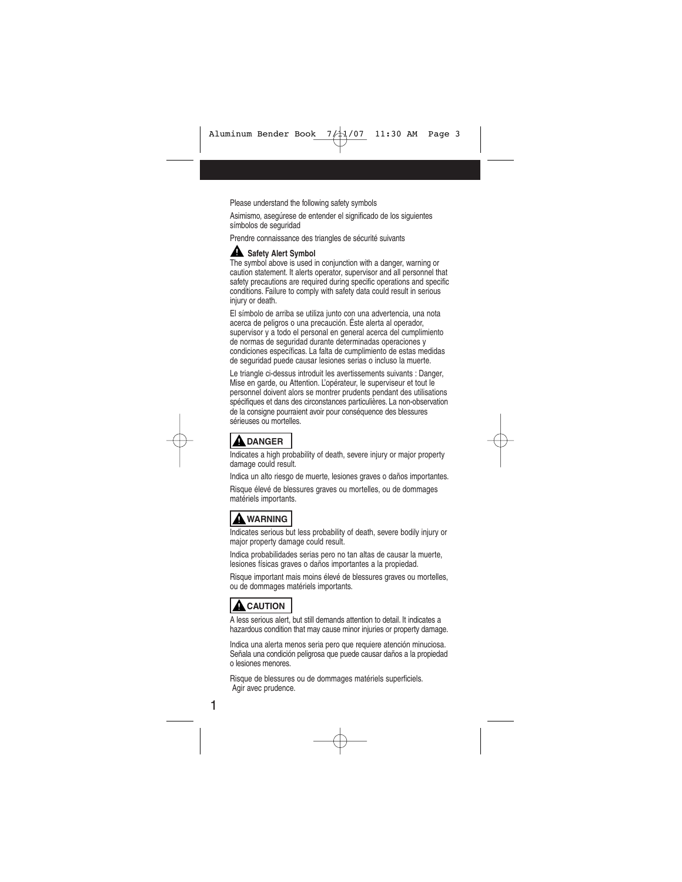Please understand the following safety symbols

Asimismo, asegúrese de entender el significado de los siguientes símbolos de seguridad

Prendre connaissance des triangles de sécurité suivants

**⚠ Safety Alert Symbol**

The symbol above is used in conjunction with a danger, warning or caution statement. It alerts operator, supervisor and all personnel that safety precautions are required during specific operations and specific conditions. Failure to comply with safety data could result in serious injury or death.

El símbolo de arriba se utiliza junto con una advertencia, una nota acerca de peligros o una precaución. Éste alerta al operador, supervisor y a todo el personal en general acerca del cumplimiento de normas de seguridad durante determinadas operaciones y condiciones específicas. La falta de cumplimiento de estas medidas de seguridad puede causar lesiones serias o incluso la muerte.

Le triangle ci-dessus introduit les avertissements suivants : Danger, Mise en garde, ou Attention. L'opérateur, le superviseur et tout le personnel doivent alors se montrer prudents pendant des utilisations spécifiques et dans des circonstances particulières. La non-observation de la consigne pourraient avoir pour conséquence des blessures sérieuses ou mortelles.

**⚠ DANGER**

Indicates a high probability of death, severe injury or major property damage could result.

Indica un alto riesgo de muerte, lesiones graves o daños importantes.

Risque élevé de blessures graves ou mortelles, ou de dommages matériels importants.

**⚠ WARNING**

Indicates serious but less probability of death, severe bodily injury or major property damage could result.

Indica probabilidades serias pero no tan altas de causar la muerte, lesiones físicas graves o daños importantes a la propiedad.

Risque important mais moins élevé de blessures graves ou mortelles, ou de dommages matériels importants.

**⚠ CAUTION**

A less serious alert, but still demands attention to detail. It indicates a hazardous condition that may cause minor injuries or property damage.

Indica una alerta menos seria pero que requiere atención minuciosa. Señala una condición peligrosa que puede causar daños a la propiedad o lesiones menores.

Risque de blessures ou de dommages matériels superficiels. Agir avec prudence.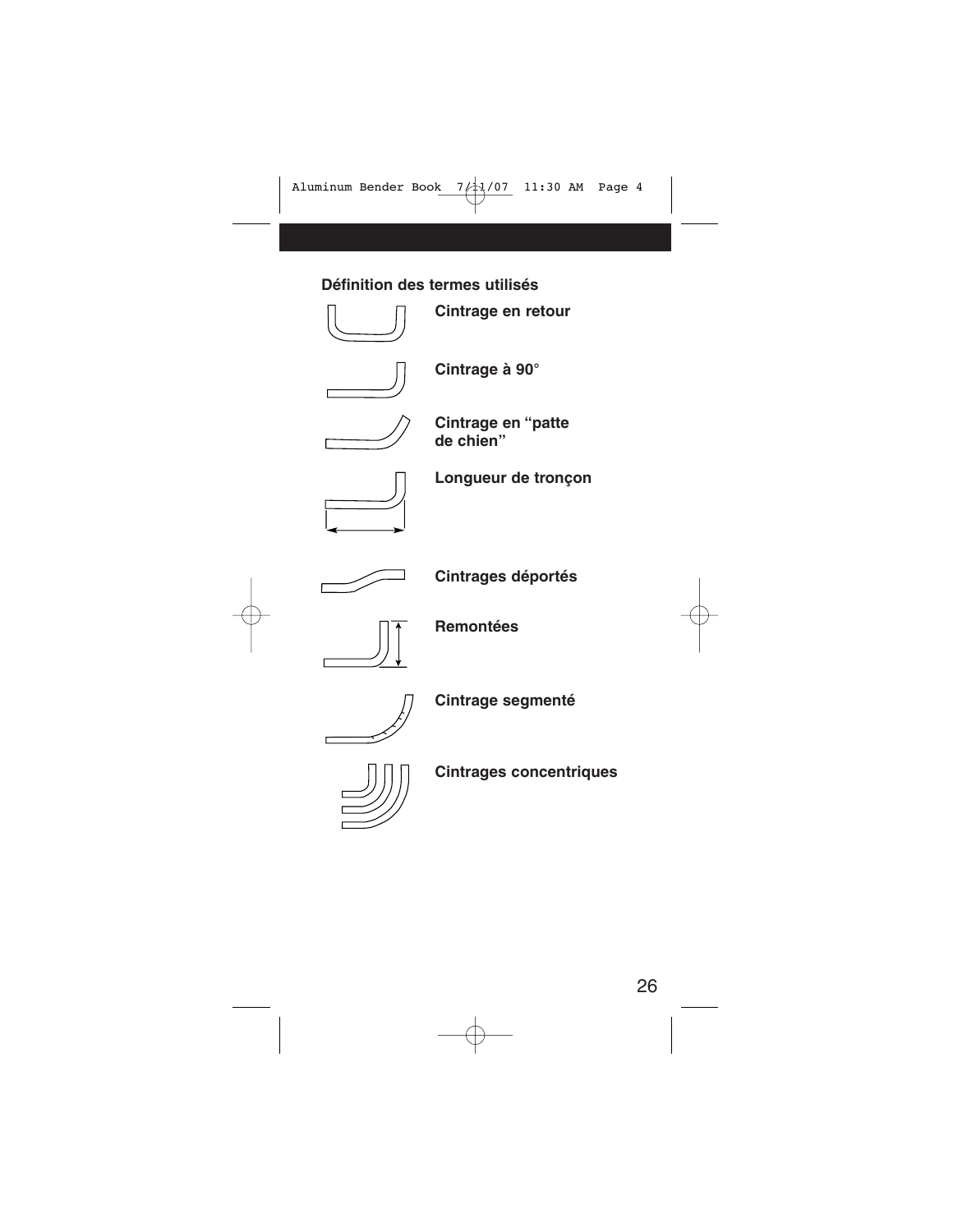## Définition des termes utilisés

- **Cintrage en retour**
- **Cintrage à 90°**
- **Cintrage en “patte de chien”**
- **Longueur de tronçon**
- **Cintrages déportés**
- **Remontées**
- **Cintrage segmenté**
- **Cintrages concentriques**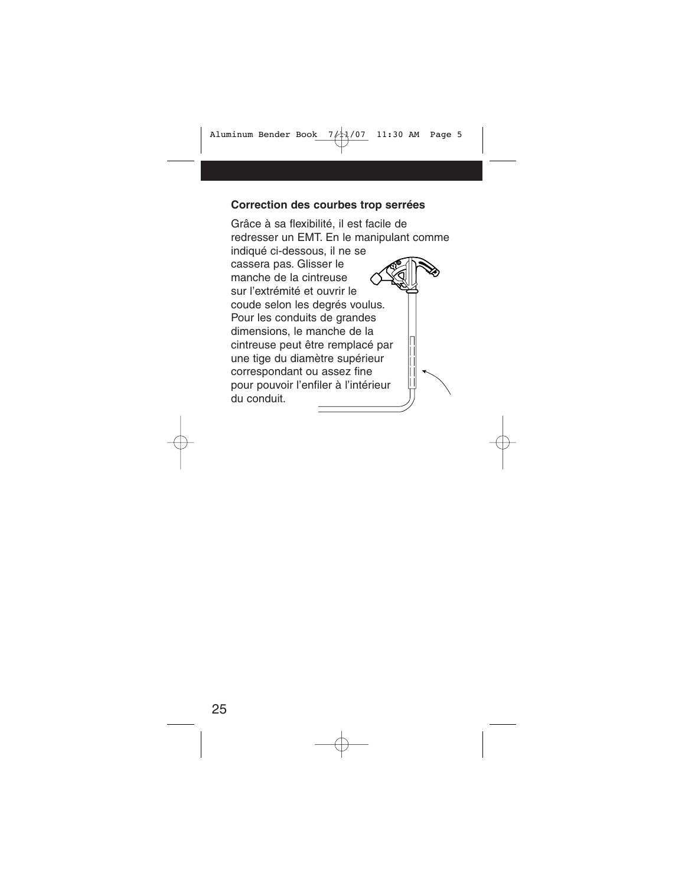### Correction des courbes trop serrées

Grâce à sa flexibilité, il est facile de redresser un EMT. En le manipulant comme indiqué ci-dessous, il ne se cassera pas. Glisser le manche de la cintreuse sur l'extrémité et ouvrir le coude selon les degrés voulus. Pour les conduits de grandes dimensions, le manche de la cintreuse peut être remplacé par une tige du diamètre supérieur correspondant ou assez fine pour pouvoir l'enfiler à l'intérieur du conduit.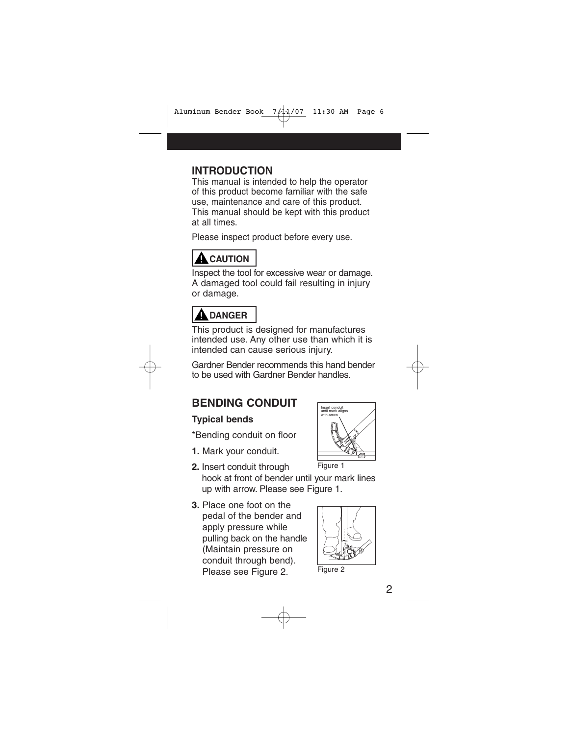## INTRODUCTION

This manual is intended to help the operator of this product become familiar with the safe use, maintenance and care of this product. This manual should be kept with this product at all times.

Please inspect product before every use.

**CAUTION**

Inspect the tool for excessive wear or damage. A damaged tool could fail resulting in injury or damage.

**DANGER**

This product is designed for manufactures intended use. Any other use than which it is intended can cause serious injury.

Gardner Bender recommends this hand bender to be used with Gardner Bender handles.

## BENDING CONDUIT

### Typical bends

*Bending conduit on floor

**1.** Mark your conduit.

**2.** Insert conduit through hook at front of bender until your mark lines up with arrow. Please see Figure 1.

Insert conduit until mark aligns with arrow

Figure 1

**3.** Place one foot on the pedal of the bender and apply pressure while pulling back on the handle (Maintain pressure on conduit through bend). Please see Figure 2.

Figure 2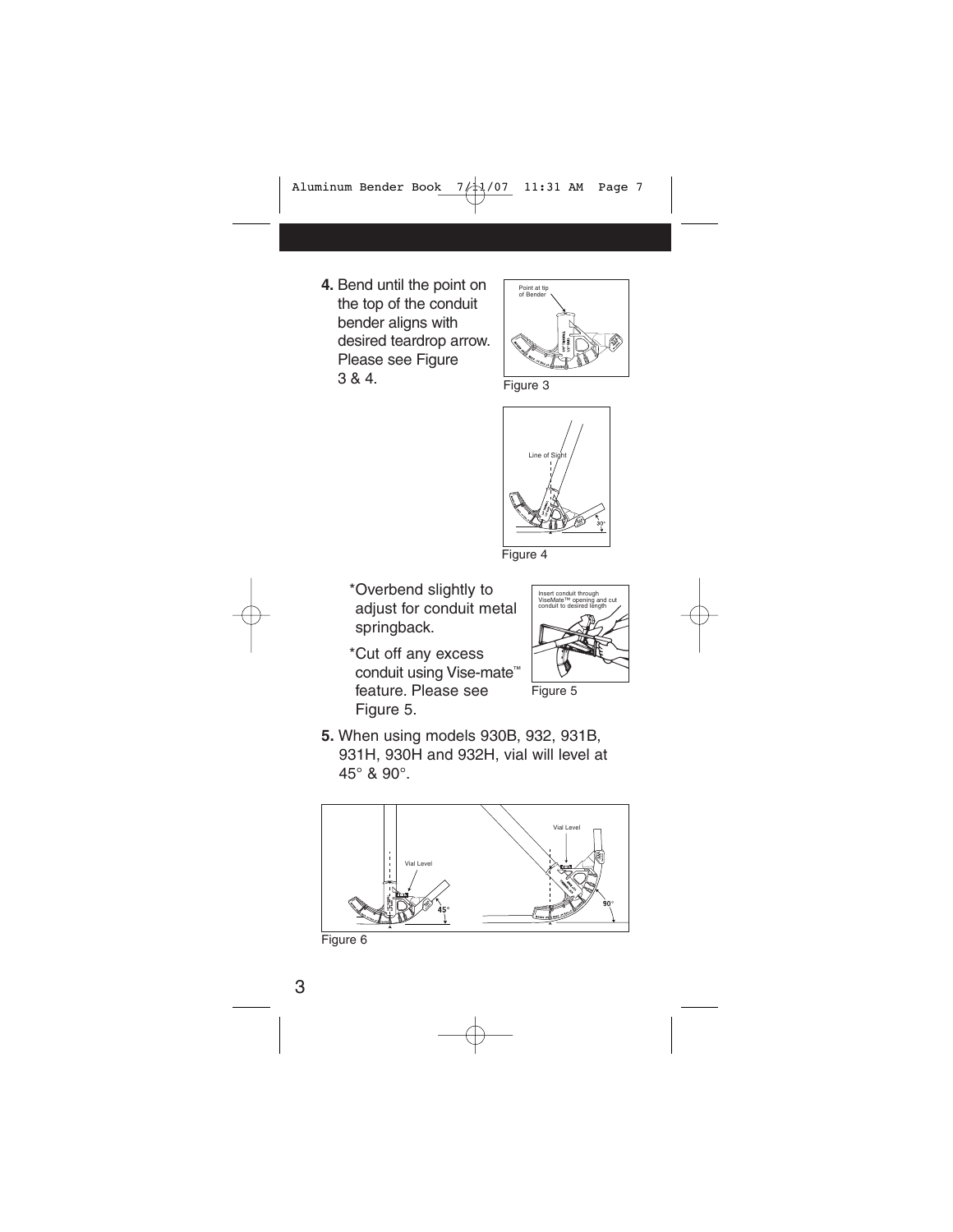**4.** Bend until the point on the top of the conduit bender aligns with desired teardrop arrow. Please see Figure 3 & 4.

Point at tip of Bender

Figure 3

Line of Sight

30°

Figure 4

*Overbend slightly to adjust for conduit metal springback.

*Cut off any excess conduit using Vise-mate™ feature. Please see Figure 5.

Insert conduit through ViseMate™ opening and cut conduit to desired length

Figure 5

**5.** When using models 930B, 932, 931B, 931H, 930H and 932H, vial will level at 45° & 90°.

Vial Level

45°

Vial Level

90°

Figure 6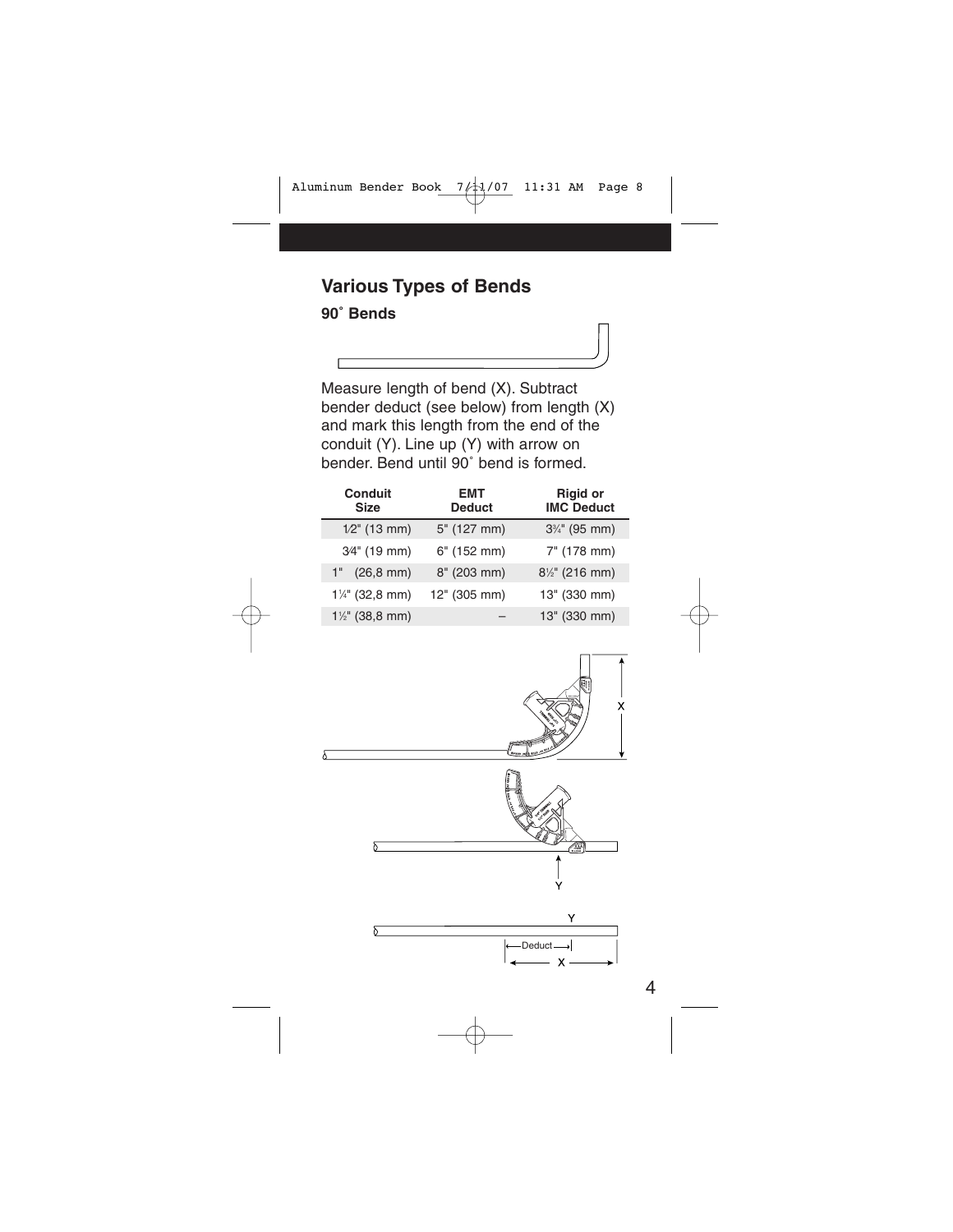## Various Types of Bends

### 90° Bends

Measure length of bend (X). Subtract bender deduct (see below) from length (X) and mark this length from the end of the conduit (Y). Line up (Y) with arrow on bender. Bend until 90° bend is formed.

| Conduit Size | EMT Deduct | Rigid or IMC Deduct |
|---|---|---|
| 1⁄2" (13 mm) | 5" (127 mm) | 3¾" (95 mm) |
| 3⁄4" (19 mm) | 6" (152 mm) | 7" (178 mm) |
| 1" (26,8 mm) | 8" (203 mm) | 8½" (216 mm) |
| 1¼" (32,8 mm) | 12" (305 mm) | 13" (330 mm) |
| 1½" (38,8 mm) | – | 13" (330 mm) |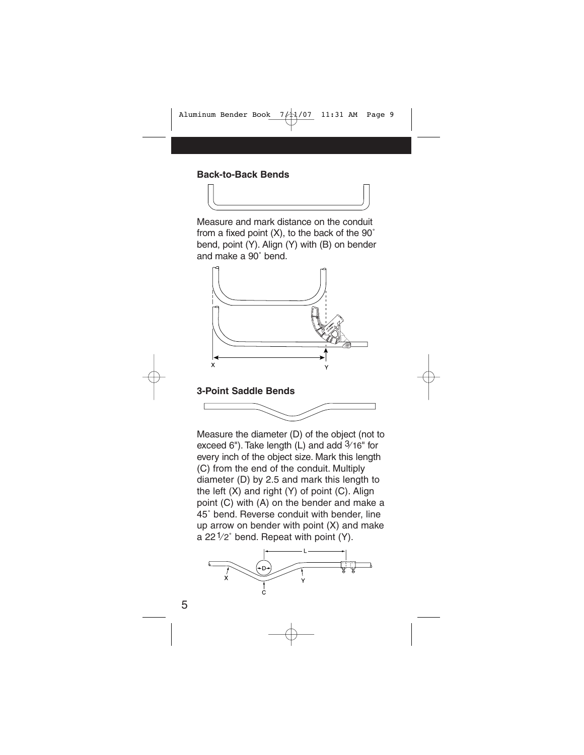### Back-to-Back Bends

Measure and mark distance on the conduit from a fixed point (X), to the back of the 90˚ bend, point (Y). Align (Y) with (B) on bender and make a 90˚ bend.

### 3-Point Saddle Bends

Measure the diameter (D) of the object (not to exceed 6"). Take length (L) and add 3⁄16" for every inch of the object size. Mark this length (C) from the end of the conduit. Multiply diameter (D) by 2.5 and mark this length to the left (X) and right (Y) of point (C). Align point (C) with (A) on the bender and make a 45˚ bend. Reverse conduit with bender, line up arrow on bender with point (X) and make a 22 1⁄2˚ bend. Repeat with point (Y).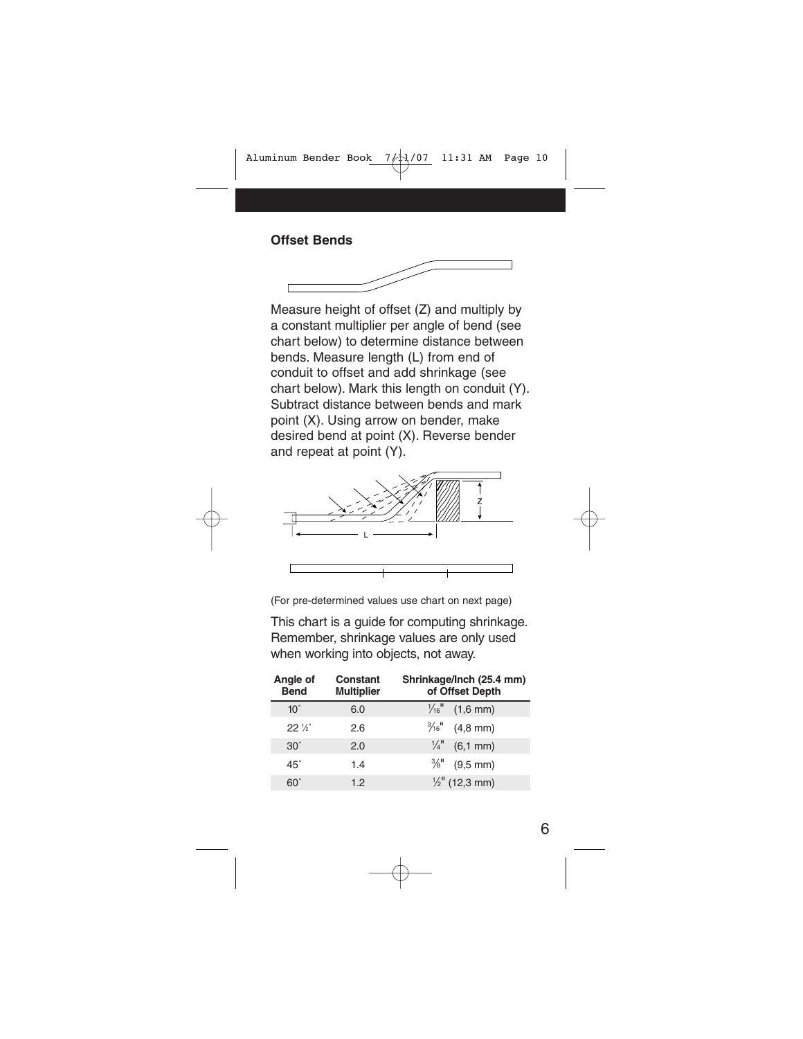**Offset Bends**

Measure height of offset (Z) and multiply by a constant multiplier per angle of bend (see chart below) to determine distance between bends. Measure length (L) from end of conduit to offset and add shrinkage (see chart below). Mark this length on conduit (Y). Subtract distance between bends and mark point (X). Using arrow on bender, make desired bend at point (X). Reverse bender and repeat at point (Y).

(For pre-determined values use chart on next page)

This chart is a guide for computing shrinkage. Remember, shrinkage values are only used when working into objects, not away.

| Angle of Bend | Constant Multiplier | Shrinkage/Inch (25.4 mm) of Offset Depth |
|---|---|---|
| 10° | 6.0 | 1⁄16" (1,6 mm) |
| 22 ½° | 2.6 | 3⁄16" (4,8 mm) |
| 30° | 2.0 | ¼" (6,1 mm) |
| 45° | 1.4 | ⅜" (9,5 mm) |
| 60° | 1.2 | ½" (12,3 mm) |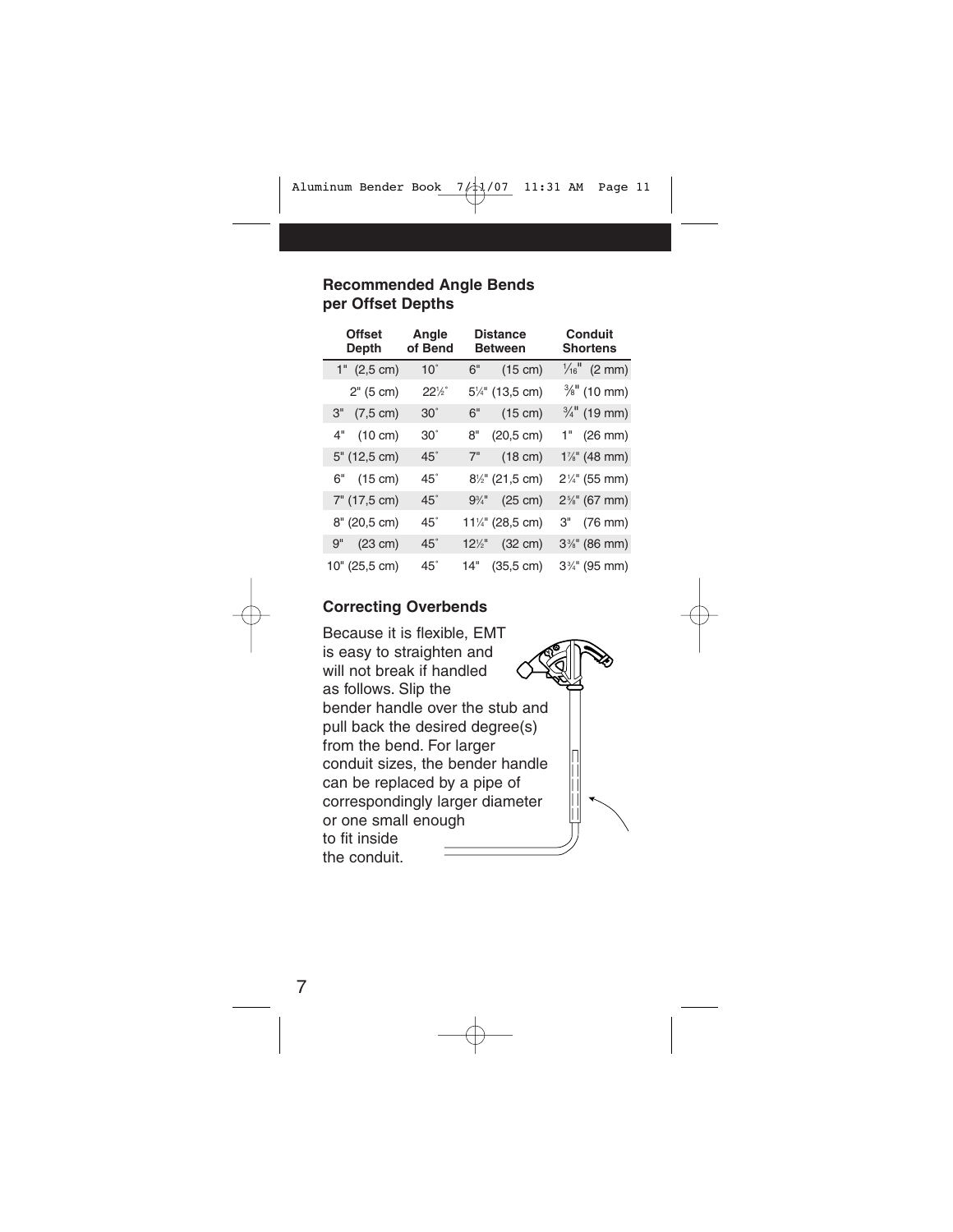## Recommended Angle Bends per Offset Depths

| Offset Depth | Angle of Bend | Distance Between | Conduit Shortens |
|---|---|---|---|
| 1" (2,5 cm) | 10° | 6" (15 cm) | 1⁄16" (2 mm) |
| 2" (5 cm) | 22½° | 5¼" (13,5 cm) | 3⁄8" (10 mm) |
| 3" (7,5 cm) | 30° | 6" (15 cm) | 3⁄4" (19 mm) |
| 4" (10 cm) | 30° | 8" (20,5 cm) | 1" (26 mm) |
| 5" (12,5 cm) | 45° | 7" (18 cm) | 1⅞" (48 mm) |
| 6" (15 cm) | 45° | 8½" (21,5 cm) | 2¼" (55 mm) |
| 7" (17,5 cm) | 45° | 9¾" (25 cm) | 2⅝" (67 mm) |
| 8" (20,5 cm) | 45° | 11¼" (28,5 cm) | 3" (76 mm) |
| 9" (23 cm) | 45° | 12½" (32 cm) | 3⅜" (86 mm) |
| 10" (25,5 cm) | 45° | 14" (35,5 cm) | 3¾" (95 mm) |

## Correcting Overbends

Because it is flexible, EMT is easy to straighten and will not break if handled as follows. Slip the bender handle over the stub and pull back the desired degree(s) from the bend. For larger conduit sizes, the bender handle can be replaced by a pipe of correspondingly larger diameter or one small enough to fit inside the conduit.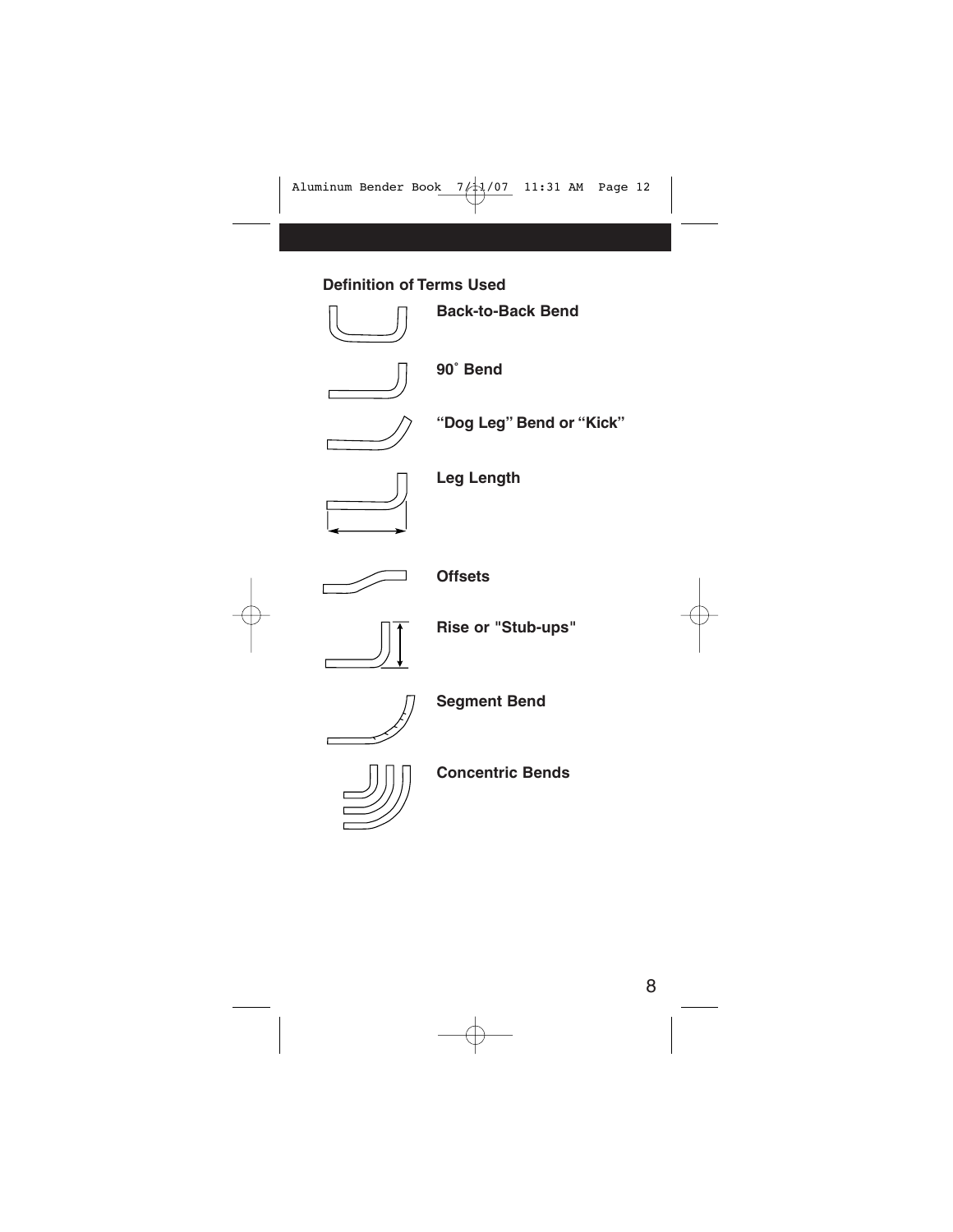## Definition of Terms Used

**Back-to-Back Bend**

**90˚ Bend**

**"Dog Leg" Bend or "Kick"**

**Leg Length**

**Offsets**

**Rise or "Stub-ups"**

**Segment Bend**

**Concentric Bends**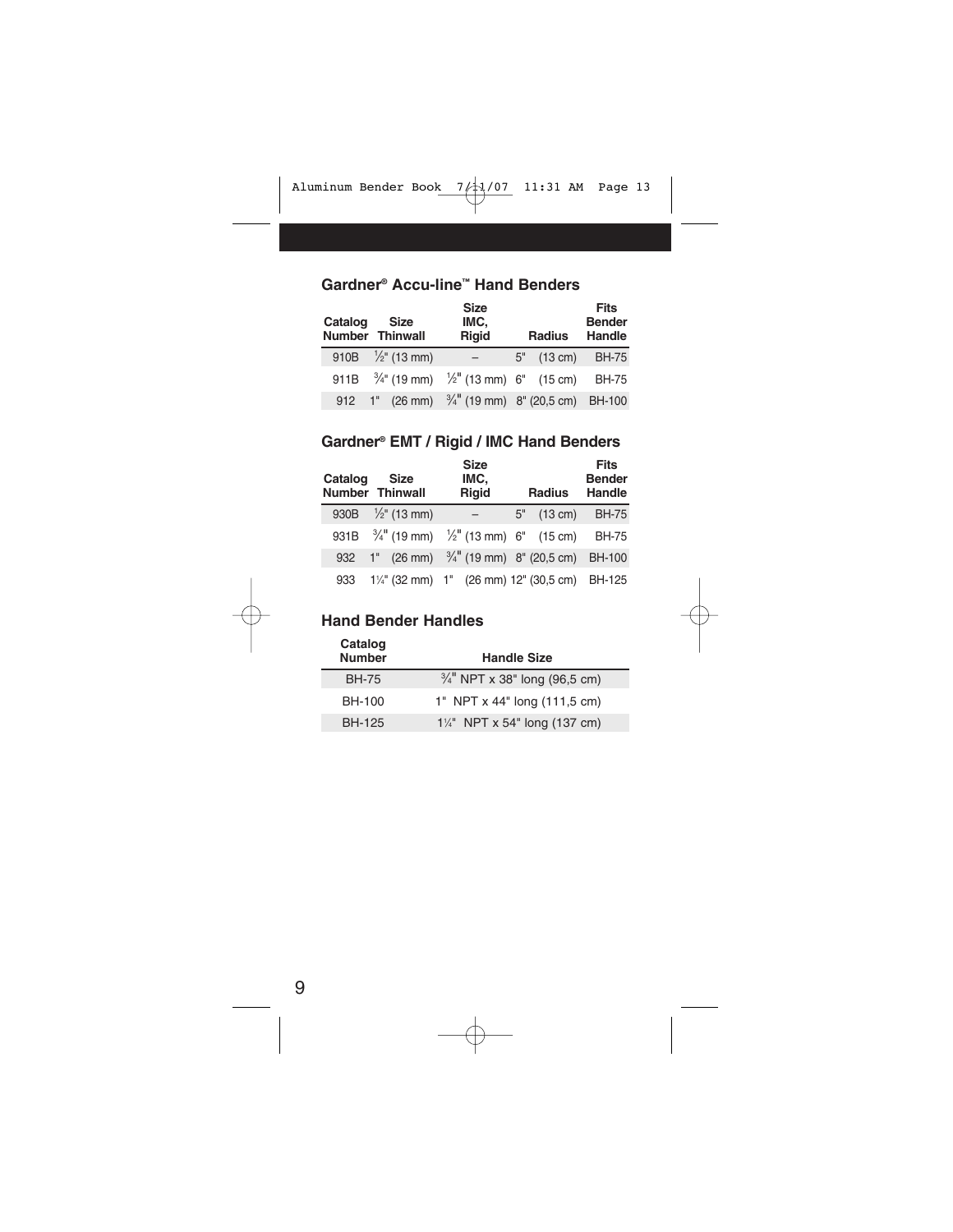## Gardner® Accu-line™ Hand Benders

| Catalog Number | Size Thinwall | Size IMC, Rigid | Radius | Fits Bender Handle |
|---|---|---|---|---|
| 910B | ½" (13 mm) | – | 5" (13 cm) | BH-75 |
| 911B | ¾" (19 mm) | ½" (13 mm) | 6" (15 cm) | BH-75 |
| 912 | 1" (26 mm) | ¾" (19 mm) | 8" (20,5 cm) | BH-100 |

## Gardner® EMT / Rigid / IMC Hand Benders

| Catalog Number | Size Thinwall | Size IMC, Rigid | Radius | Fits Bender Handle |
|---|---|---|---|---|
| 930B | ½" (13 mm) | – | 5" (13 cm) | BH-75 |
| 931B | ¾" (19 mm) | ½" (13 mm) | 6" (15 cm) | BH-75 |
| 932 | 1" (26 mm) | ¾" (19 mm) | 8" (20,5 cm) | BH-100 |
| 933 | 1¼" (32 mm) | 1" (26 mm) | 12" (30,5 cm) | BH-125 |

## Hand Bender Handles

| Catalog Number | Handle Size |
|---|---|
| BH-75 | ¾" NPT x 38" long (96,5 cm) |
| BH-100 | 1" NPT x 44" long (111,5 cm) |
| BH-125 | 1¼" NPT x 54" long (137 cm) |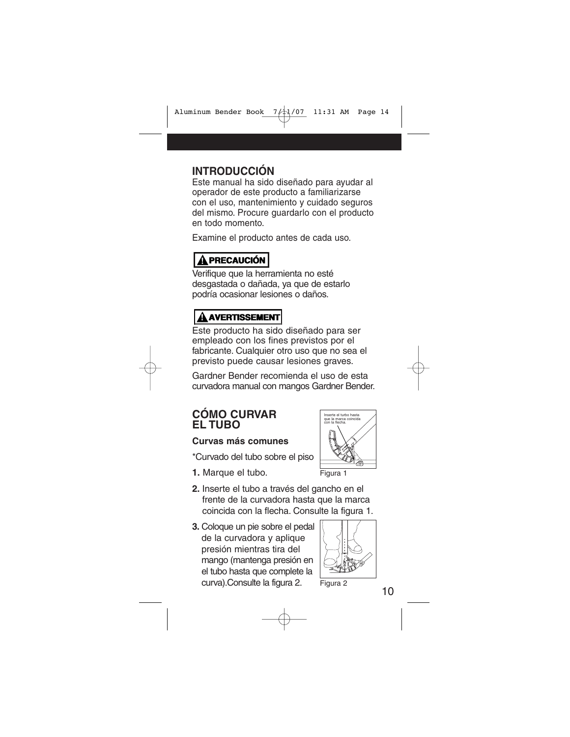## INTRODUCCIÓN

Este manual ha sido diseñado para ayudar al operador de este producto a familiarizarse con el uso, mantenimiento y cuidado seguros del mismo. Procure guardarlo con el producto en todo momento.

Examine el producto antes de cada uso.

**⚠ PRECAUCIÓN**

Verifique que la herramienta no esté desgastada o dañada, ya que de estarlo podría ocasionar lesiones o daños.

**⚠ AVERTISSEMENT**

Este producto ha sido diseñado para ser empleado con los fines previstos por el fabricante. Cualquier otro uso que no sea el previsto puede causar lesiones graves.

Gardner Bender recomienda el uso de esta curvadora manual con mangos Gardner Bender.

## CÓMO CURVAR EL TUBO

### Curvas más comunes

*Curvado del tubo sobre el piso

Inserte el tubo hasta que la marca coincida con la flecha.

Figura 1

1. Marque el tubo.
2. Inserte el tubo a través del gancho en el frente de la curvadora hasta que la marca coincida con la flecha. Consulte la figura 1.
3. Coloque un pie sobre el pedal de la curvadora y aplique presión mientras tira del mango (mantenga presión en el tubo hasta que complete la curva).Consulte la figura 2.

Figura 2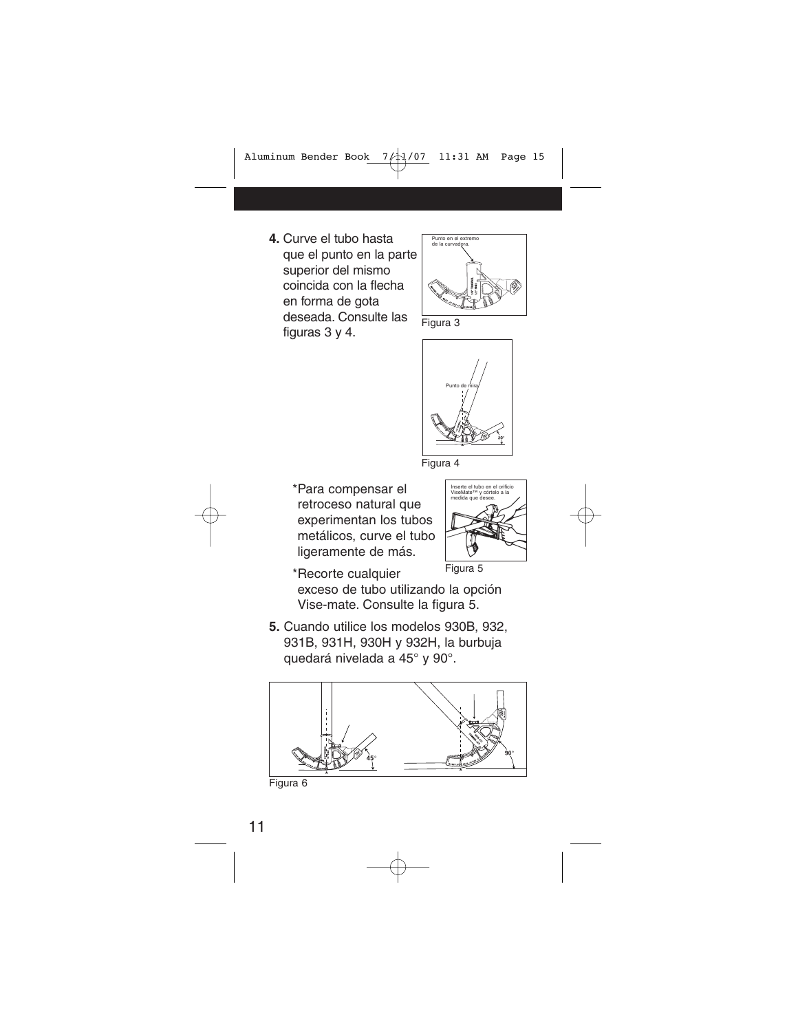4. Curve el tubo hasta que el punto en la parte superior del mismo coincida con la flecha en forma de gota deseada. Consulte las figuras 3 y 4.

Punto en el extremo de la curvadora.

Figura 3

Punto de mira

Figura 4

*Para compensar el retroceso natural que experimentan los tubos metálicos, curve el tubo ligeramente de más.

Inserte el tubo en el orificio ViseMate™ y córtelo a la medida que desee.

Figura 5

*Recorte cualquier exceso de tubo utilizando la opción Vise-mate. Consulte la figura 5.

5. Cuando utilice los modelos 930B, 932, 931B, 931H, 930H y 932H, la burbuja quedará nivelada a 45° y 90°.

Figura 6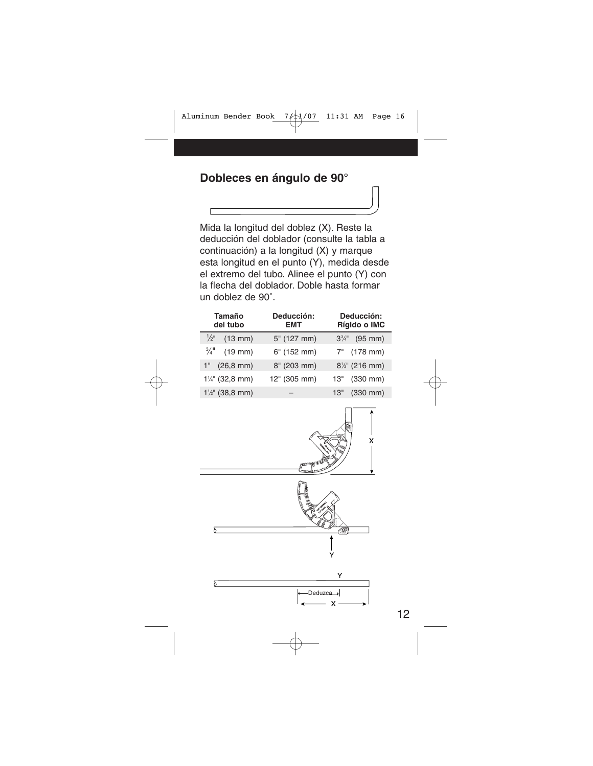## Dobleces en ángulo de 90°

Mida la longitud del doblez (X). Reste la deducción del doblador (consulte la tabla a continuación) a la longitud (X) y marque esta longitud en el punto (Y), medida desde el extremo del tubo. Alinee el punto (Y) con la flecha del doblador. Doble hasta formar un doblez de 90˚.

| Tamaño del tubo | Deducción: EMT | Deducción: Rígido o IMC |
|---|---|---|
| ½" (13 mm) | 5" (127 mm) | 3¾" (95 mm) |
| ¾" (19 mm) | 6" (152 mm) | 7" (178 mm) |
| 1" (26,8 mm) | 8" (203 mm) | 8½" (216 mm) |
| 1¼" (32,8 mm) | 12" (305 mm) | 13" (330 mm) |
| 1½" (38,8 mm) | – | 13" (330 mm) |

X

Y

Y

Deduzca

X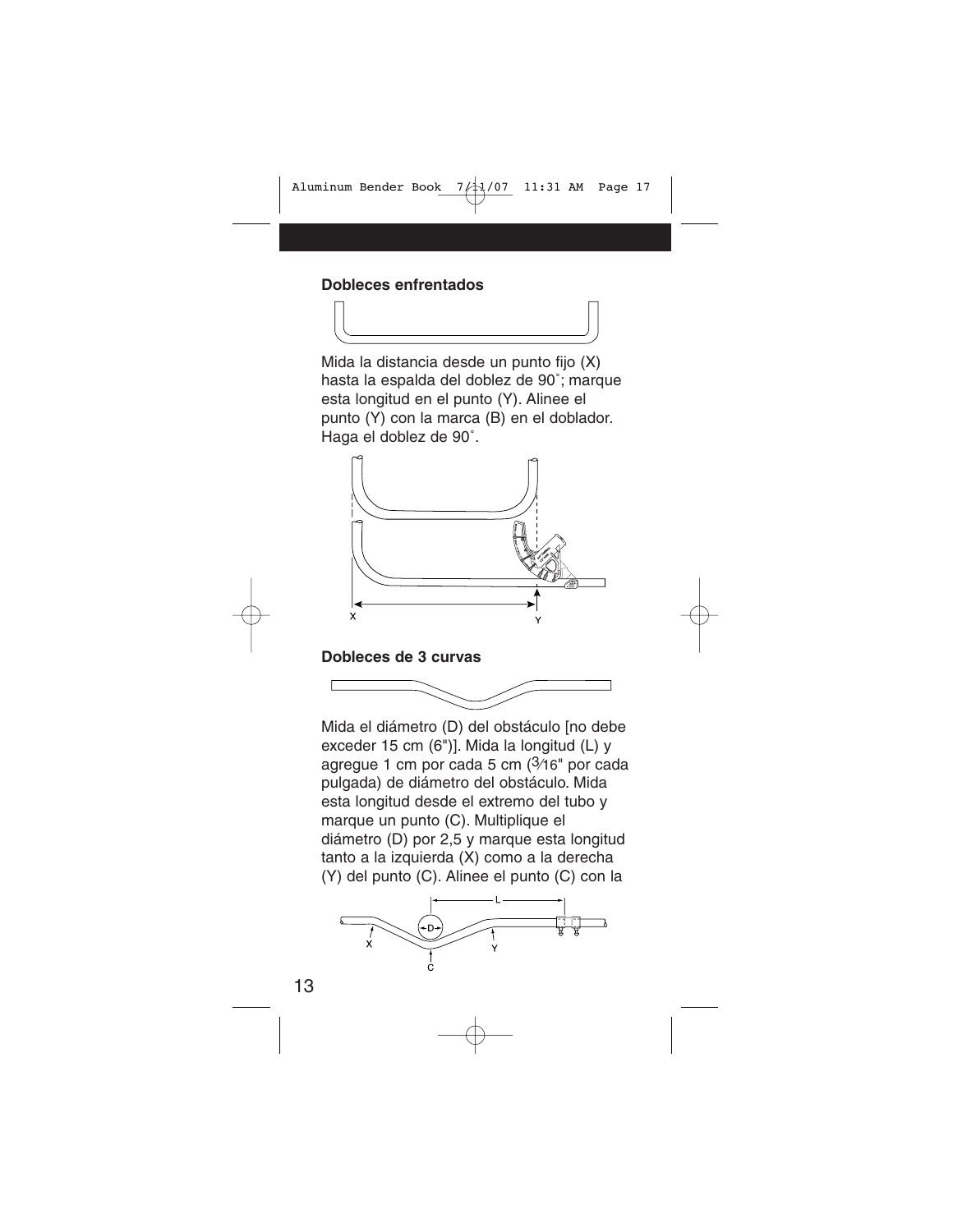### Dobleces enfrentados

Mida la distancia desde un punto fijo (X) hasta la espalda del doblez de 90˚; marque esta longitud en el punto (Y). Alinee el punto (Y) con la marca (B) en el doblador. Haga el doblez de 90˚.

### Dobleces de 3 curvas

Mida el diámetro (D) del obstáculo [no debe exceder 15 cm (6")]. Mida la longitud (L) y agregue 1 cm por cada 5 cm (3⁄16" por cada pulgada) de diámetro del obstáculo. Mida esta longitud desde el extremo del tubo y marque un punto (C). Multiplique el diámetro (D) por 2,5 y marque esta longitud tanto a la izquierda (X) como a la derecha (Y) del punto (C). Alinee el punto (C) con la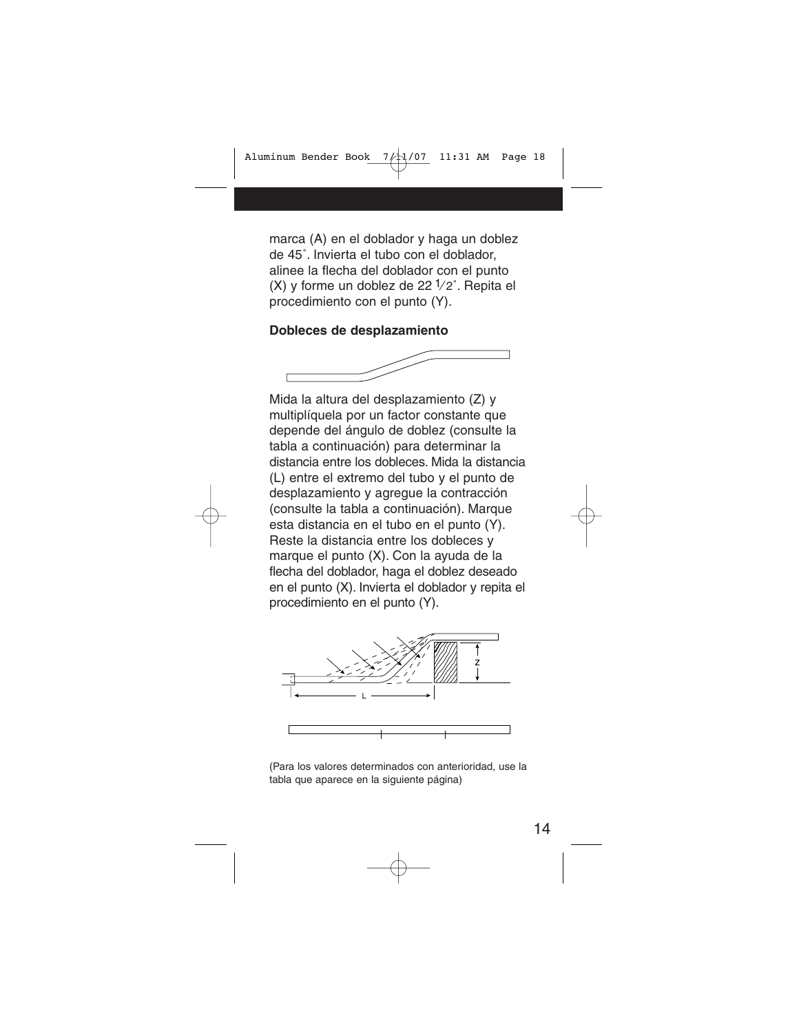marca (A) en el doblador y haga un doblez de 45˚. Invierta el tubo con el doblador, alinee la flecha del doblador con el punto (X) y forme un doblez de 22 1⁄2˚. Repita el procedimiento con el punto (Y).

**Dobleces de desplazamiento**

Mida la altura del desplazamiento (Z) y multiplíquela por un factor constante que depende del ángulo de doblez (consulte la tabla a continuación) para determinar la distancia entre los dobleces. Mida la distancia (L) entre el extremo del tubo y el punto de desplazamiento y agregue la contracción (consulte la tabla a continuación). Marque esta distancia en el tubo en el punto (Y). Reste la distancia entre los dobleces y marque el punto (X). Con la ayuda de la flecha del doblador, haga el doblez deseado en el punto (X). Invierta el doblador y repita el procedimiento en el punto (Y).

(Para los valores determinados con anterioridad, use la tabla que aparece en la siguiente página)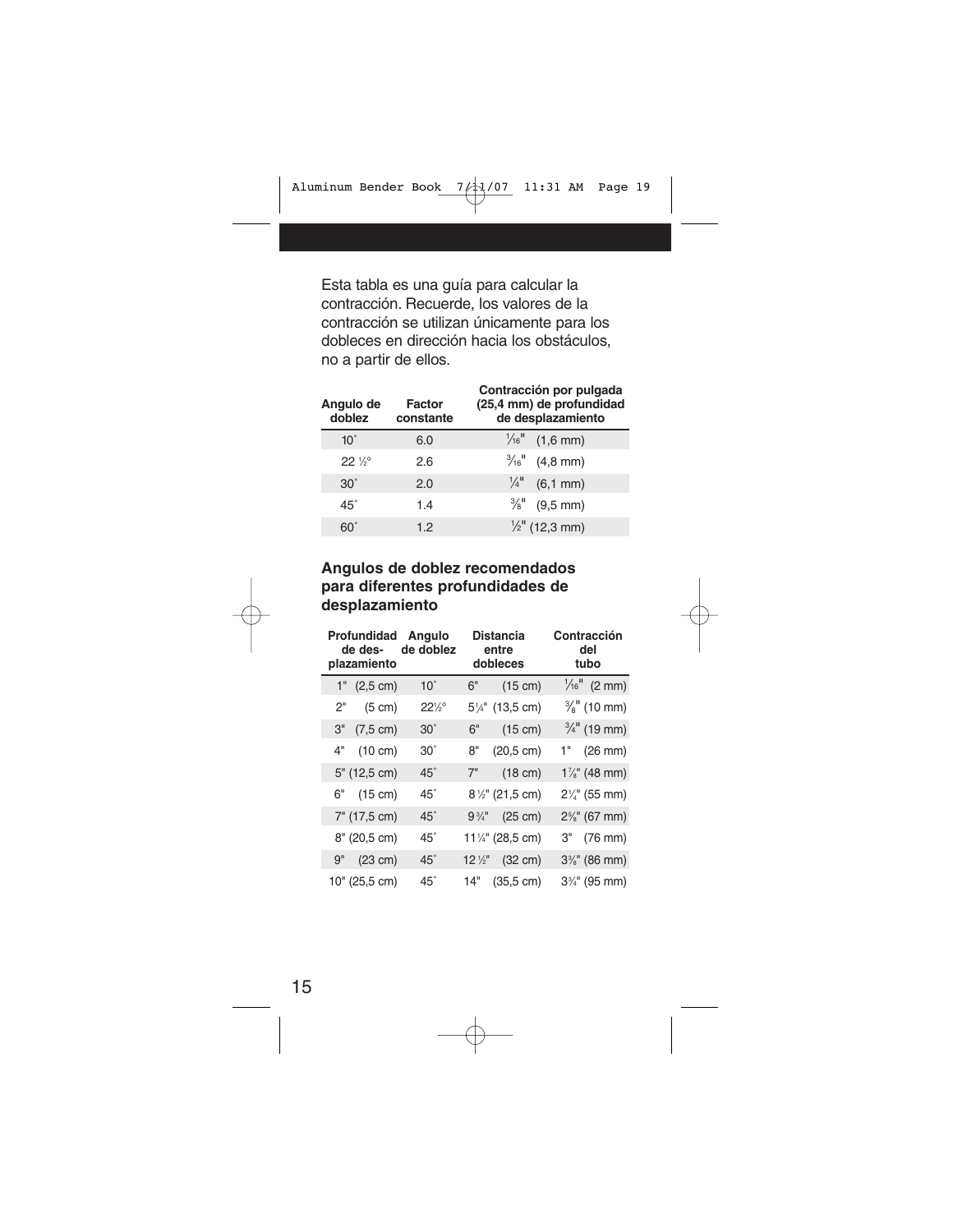Esta tabla es una guía para calcular la contracción. Recuerde, los valores de la contracción se utilizan únicamente para los dobleces en dirección hacia los obstáculos, no a partir de ellos.

| Angulo de doblez | Factor constante | Contracción por pulgada (25,4 mm) de profundidad de desplazamiento |
|---|---|---|
| 10° | 6.0 | 1⁄16" (1,6 mm) |
| 22 ½° | 2.6 | 3⁄16" (4,8 mm) |
| 30° | 2.0 | ¼" (6,1 mm) |
| 45° | 1.4 | ⅜" (9,5 mm) |
| 60° | 1.2 | ½" (12,3 mm) |

### Angulos de doblez recomendados para diferentes profundidades de desplazamiento

| Profundidad de desplazamiento | Angulo de doblez | Distancia entre dobleces | Contracción del tubo |
|---|---|---|---|
| 1" (2,5 cm) | 10° | 6" (15 cm) | 1⁄16" (2 mm) |
| 2" (5 cm) | 22½° | 5¼" (13,5 cm) | ⅜" (10 mm) |
| 3" (7,5 cm) | 30° | 6" (15 cm) | ¾" (19 mm) |
| 4" (10 cm) | 30° | 8" (20,5 cm) | 1" (26 mm) |
| 5" (12,5 cm) | 45° | 7" (18 cm) | 1⅞" (48 mm) |
| 6" (15 cm) | 45° | 8½" (21,5 cm) | 2¼" (55 mm) |
| 7" (17,5 cm) | 45° | 9¾" (25 cm) | 2⅝" (67 mm) |
| 8" (20,5 cm) | 45° | 11¼" (28,5 cm) | 3" (76 mm) |
| 9" (23 cm) | 45° | 12½" (32 cm) | 3⅜" (86 mm) |
| 10" (25,5 cm) | 45° | 14" (35,5 cm) | 3¾" (95 mm) |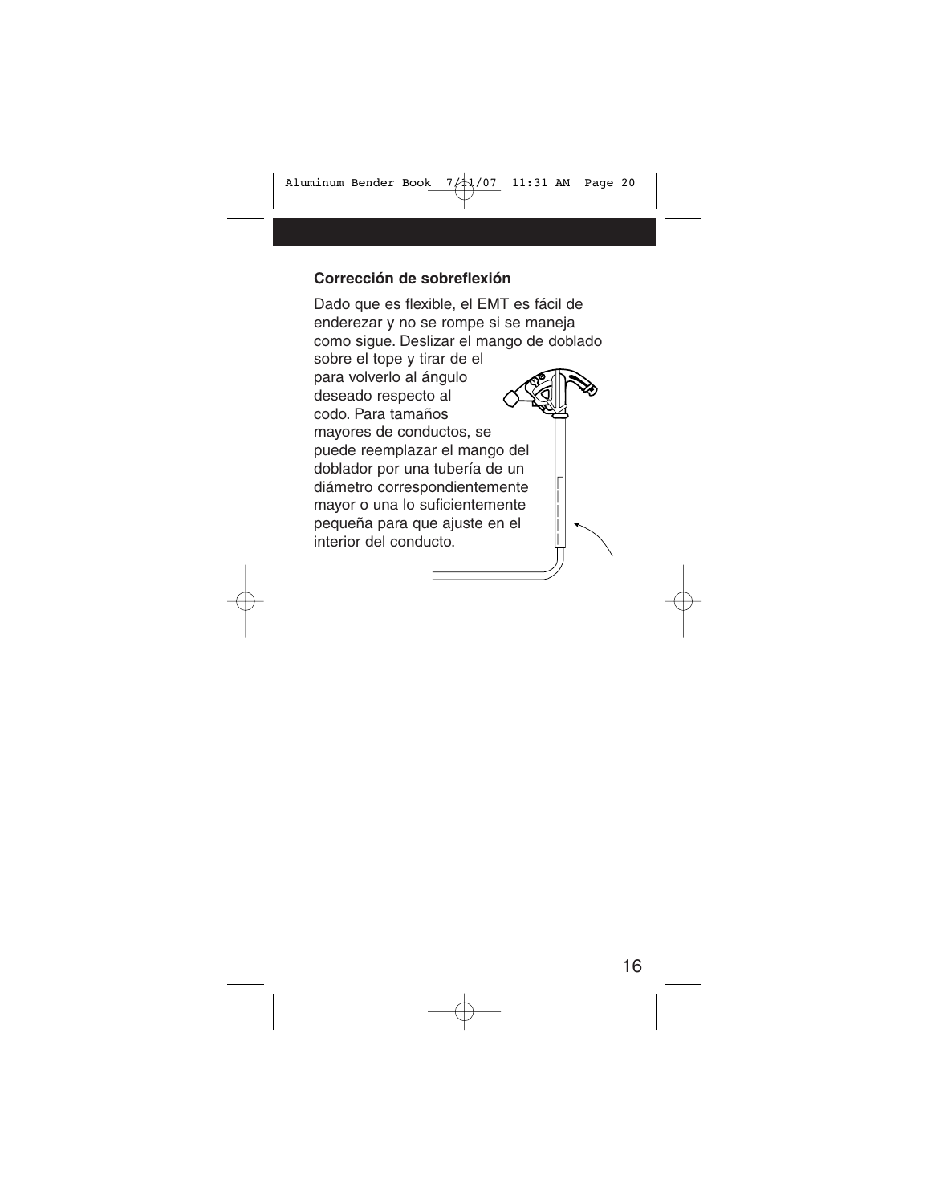### Corrección de sobreflexión

Dado que es flexible, el EMT es fácil de enderezar y no se rompe si se maneja como sigue. Deslizar el mango de doblado sobre el tope y tirar de el para volverlo al ángulo deseado respecto al codo. Para tamaños mayores de conductos, se puede reemplazar el mango del doblador por una tubería de un diámetro correspondientemente mayor o una lo suficientemente pequeña para que ajuste en el interior del conducto.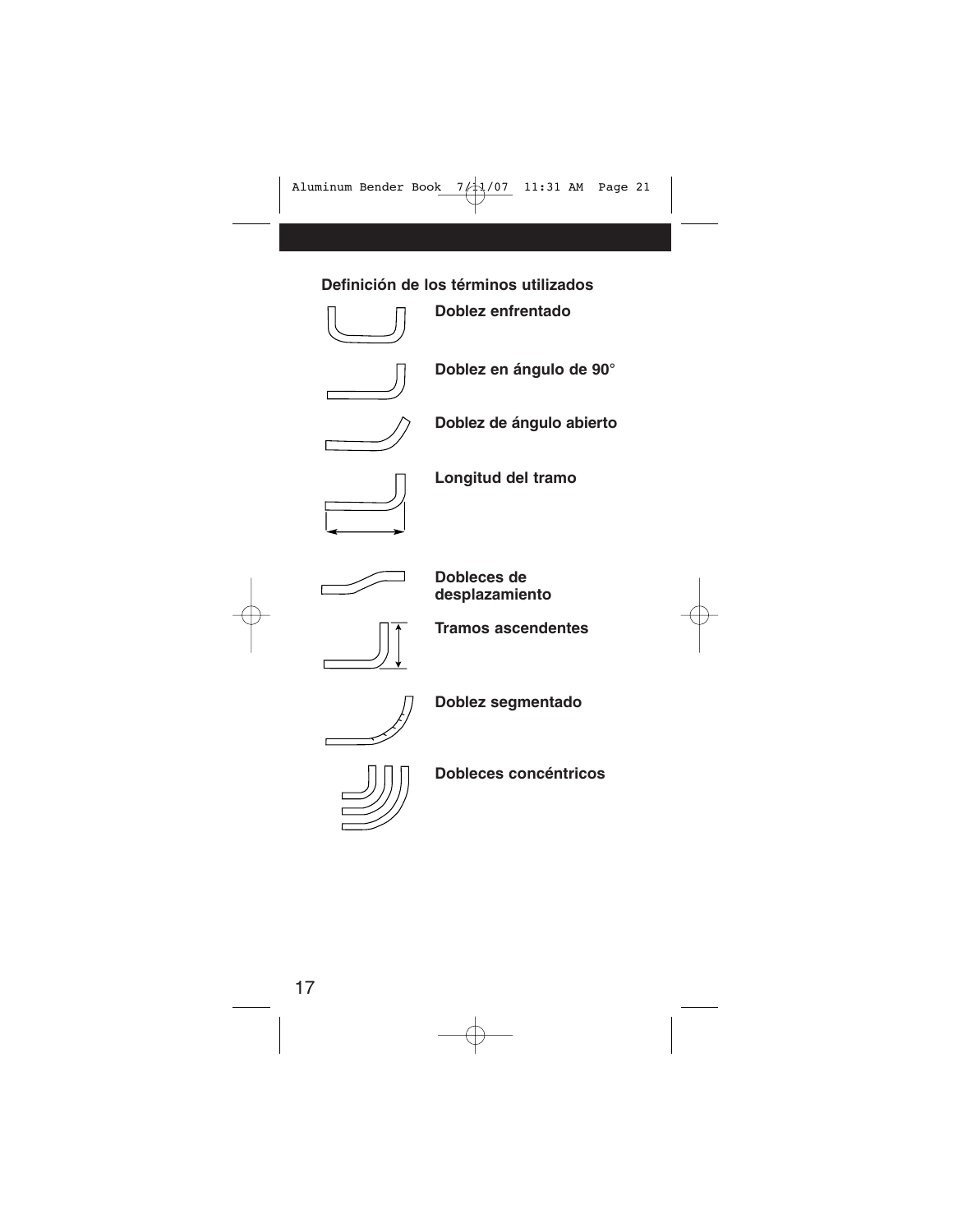## Definición de los términos utilizados

**Doblez enfrentado**

**Doblez en ángulo de 90°**

**Doblez de ángulo abierto**

**Longitud del tramo**

**Dobleces de desplazamiento**

**Tramos ascendentes**

**Doblez segmentado**

**Dobleces concéntricos**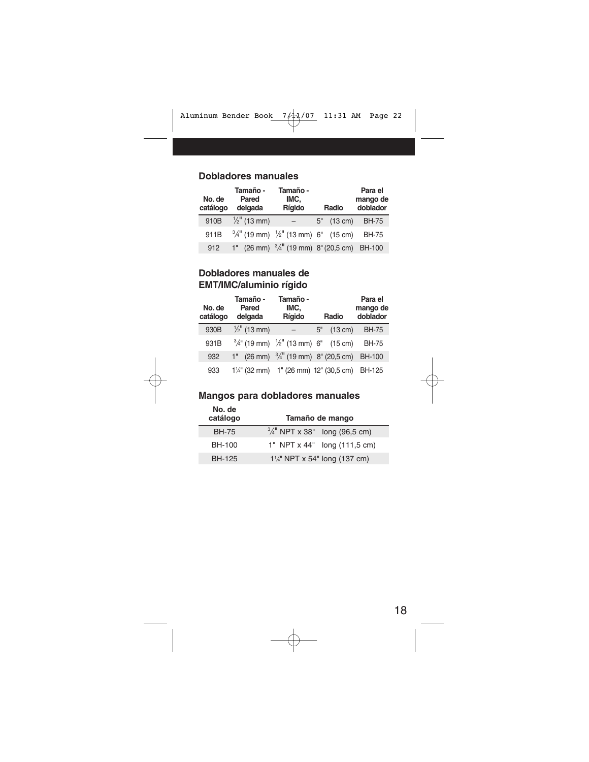## Dobladores manuales

| No. de catálogo | Tamaño - Pared delgada | Tamaño - IMC, Rígido | Radio | Para el mango de doblador |
|---|---|---|---|---|
| 910B | ½" (13 mm) | – | 5" (13 cm) | BH-75 |
| 911B | ¾" (19 mm) | ½" (13 mm) | 6" (15 cm) | BH-75 |
| 912 | 1" (26 mm) | ¾" (19 mm) | 8" (20,5 cm) | BH-100 |

## Dobladores manuales de EMT/IMC/aluminio rígido

| No. de catálogo | Tamaño - Pared delgada | Tamaño - IMC, Rígido | Radio | Para el mango de doblador |
|---|---|---|---|---|
| 930B | ½" (13 mm) | – | 5" (13 cm) | BH-75 |
| 931B | ¾" (19 mm) | ½" (13 mm) | 6" (15 cm) | BH-75 |
| 932 | 1" (26 mm) | ¾" (19 mm) | 8" (20,5 cm) | BH-100 |
| 933 | 1¼" (32 mm) | 1" (26 mm) | 12" (30,5 cm) | BH-125 |

## Mangos para dobladores manuales

| No. de catálogo | Tamaño de mango |
|---|---|
| BH-75 | ¾" NPT x 38" long (96,5 cm) |
| BH-100 | 1" NPT x 44" long (111,5 cm) |
| BH-125 | 1¼" NPT x 54" long (137 cm) |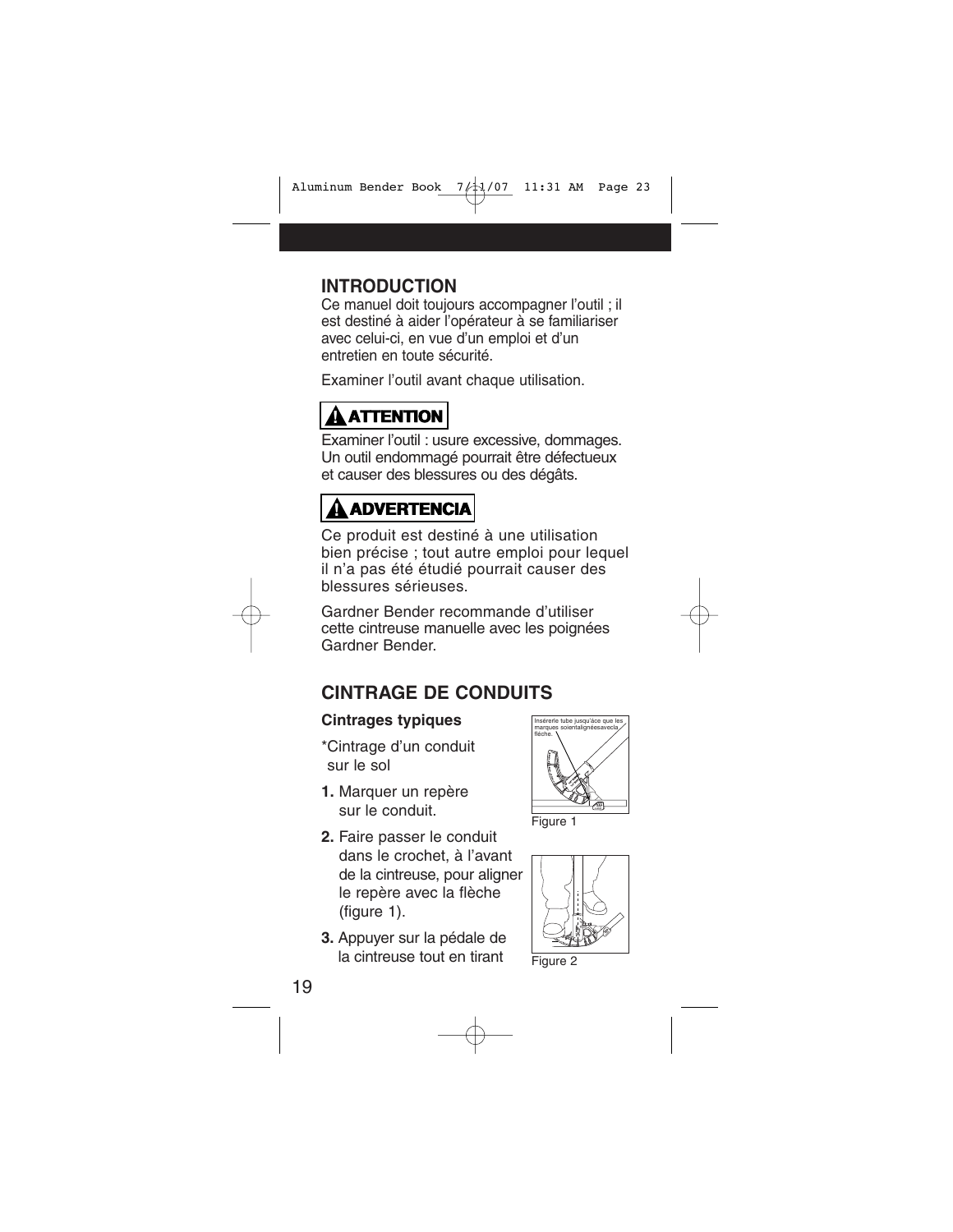## INTRODUCTION

Ce manuel doit toujours accompagner l'outil ; il est destiné à aider l'opérateur à se familiariser avec celui-ci, en vue d'un emploi et d'un entretien en toute sécurité.

Examiner l'outil avant chaque utilisation.

**⚠ ATTENTION**

Examiner l'outil : usure excessive, dommages. Un outil endommagé pourrait être défectueux et causer des blessures ou des dégâts.

**⚠ ADVERTENCIA**

Ce produit est destiné à une utilisation bien précise ; tout autre emploi pour lequel il n'a pas été étudié pourrait causer des blessures sérieuses.

Gardner Bender recommande d'utiliser cette cintreuse manuelle avec les poignées Gardner Bender.

## CINTRAGE DE CONDUITS

### Cintrages typiques

*Cintrage d'un conduit sur le sol

1. Marquer un repère sur le conduit.
2. Faire passer le conduit dans le crochet, à l'avant de la cintreuse, pour aligner le repère avec la flèche (figure 1).
3. Appuyer sur la pédale de la cintreuse tout en tirant

Insérerle tube jusqu'àce que les marques soientalignéesavecla flèche.

Figure 1

Figure 2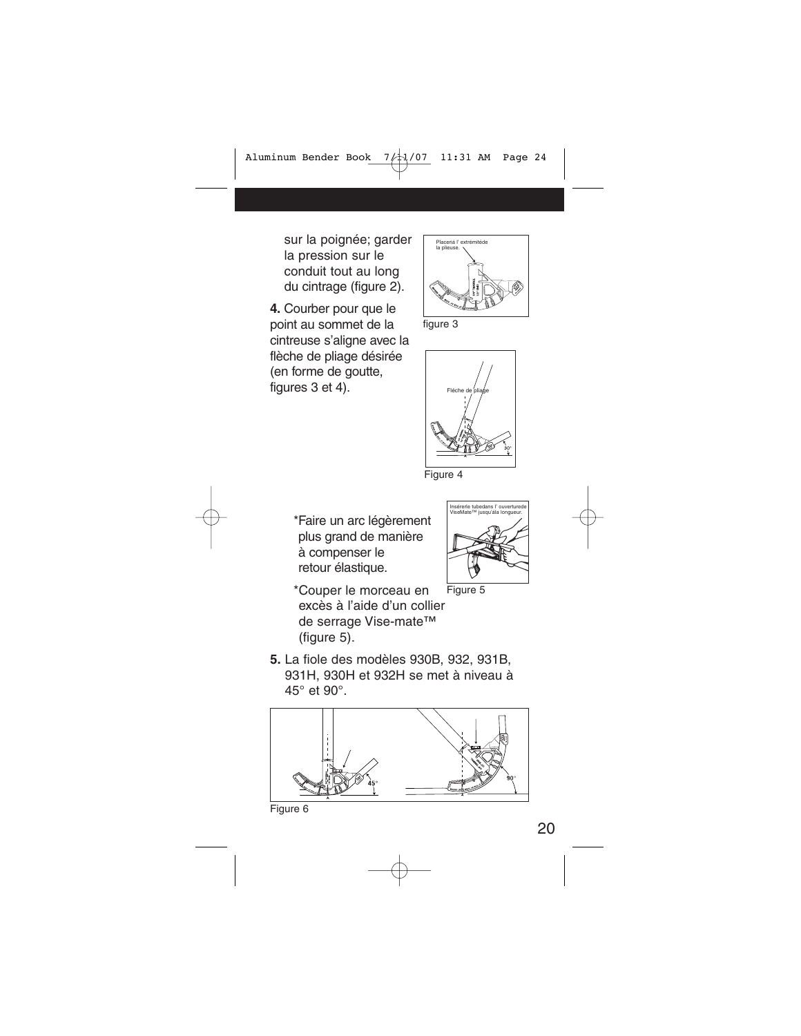sur la poignée; garder la pression sur le conduit tout au long du cintrage (figure 2).

**4.** Courber pour que le point au sommet de la cintreuse s'aligne avec la flèche de pliage désirée (en forme de goutte, figures 3 et 4).

Placerà l' extrémitéde la plieuse.

figure 3

Fléche de pliage

Figure 4

\*Faire un arc légèrement plus grand de manière à compenser le retour élastique.

\*Couper le morceau en excès à l'aide d'un collier de serrage Vise-mate™ (figure 5).

Insérerle tubedans l' ouverturede ViseMate™ jusqu'ala longueur.

Figure 5

**5.** La fiole des modèles 930B, 932, 931B, 931H, 930H et 932H se met à niveau à 45° et 90°.

Figure 6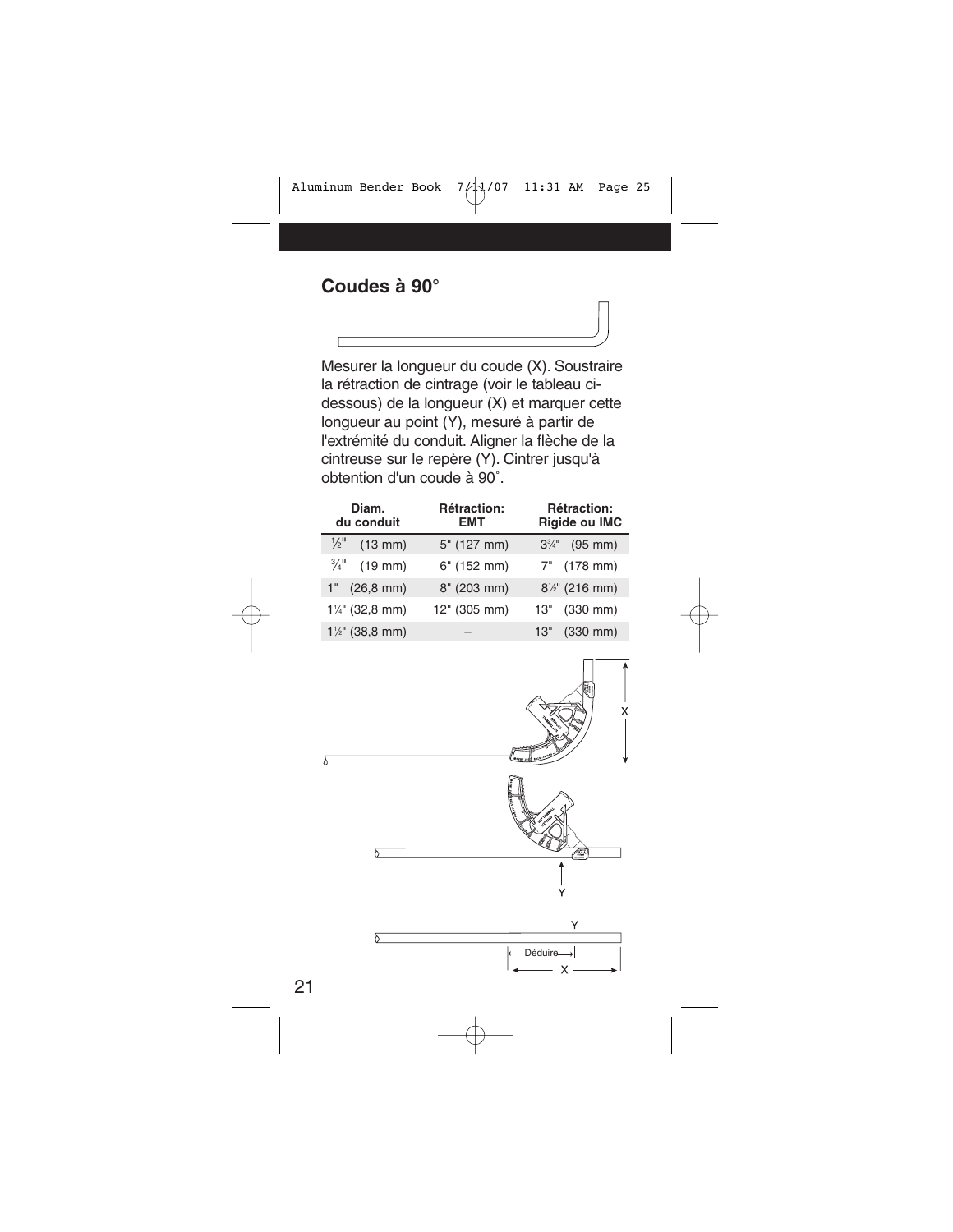## Coudes à 90°

Mesurer la longueur du coude (X). Soustraire la rétraction de cintrage (voir le tableau ci-dessous) de la longueur (X) et marquer cette longueur au point (Y), mesuré à partir de l'extrémité du conduit. Aligner la flèche de la cintreuse sur le repère (Y). Cintrer jusqu'à obtention d'un coude à 90˚.

| Diam. du conduit | Rétraction: EMT | Rétraction: Rigide ou IMC |
|---|---|---|
| ½" (13 mm) | 5" (127 mm) | 3¼" (95 mm) |
| ¾" (19 mm) | 6" (152 mm) | 7" (178 mm) |
| 1" (26,8 mm) | 8" (203 mm) | 8½" (216 mm) |
| 1¼" (32,8 mm) | 12" (305 mm) | 13" (330 mm) |
| 1½" (38,8 mm) | – | 13" (330 mm) |

X

Y

Y

Déduire

X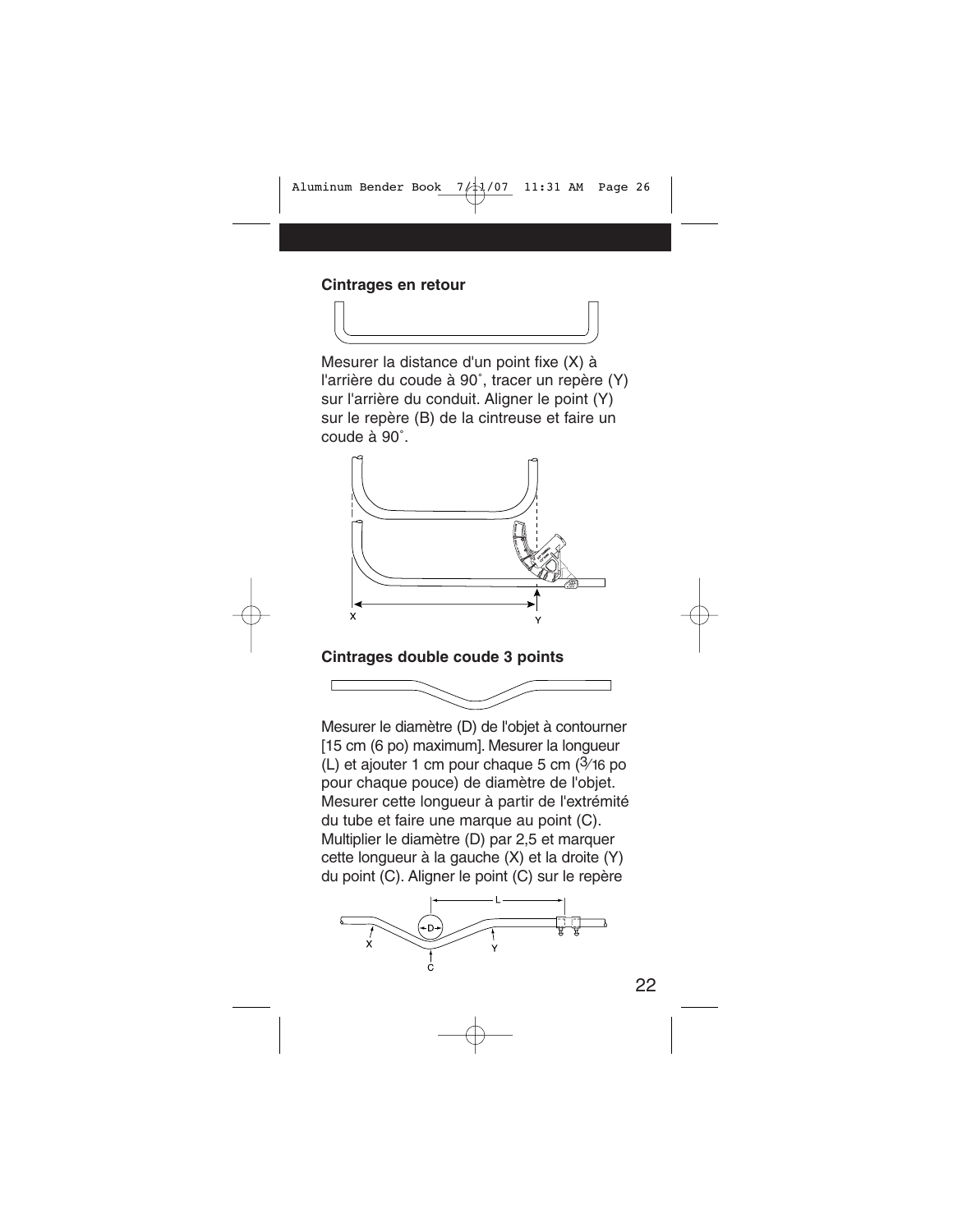**Cintrages en retour**

Mesurer la distance d'un point fixe (X) à l'arrière du coude à 90˚, tracer un repère (Y) sur l'arrière du conduit. Aligner le point (Y) sur le repère (B) de la cintreuse et faire un coude à 90˚.

**Cintrages double coude 3 points**

Mesurer le diamètre (D) de l'objet à contourner [15 cm (6 po) maximum]. Mesurer la longueur (L) et ajouter 1 cm pour chaque 5 cm (3⁄16 po pour chaque pouce) de diamètre de l'objet. Mesurer cette longueur à partir de l'extrémité du tube et faire une marque au point (C). Multiplier le diamètre (D) par 2,5 et marquer cette longueur à la gauche (X) et la droite (Y) du point (C). Aligner le point (C) sur le repère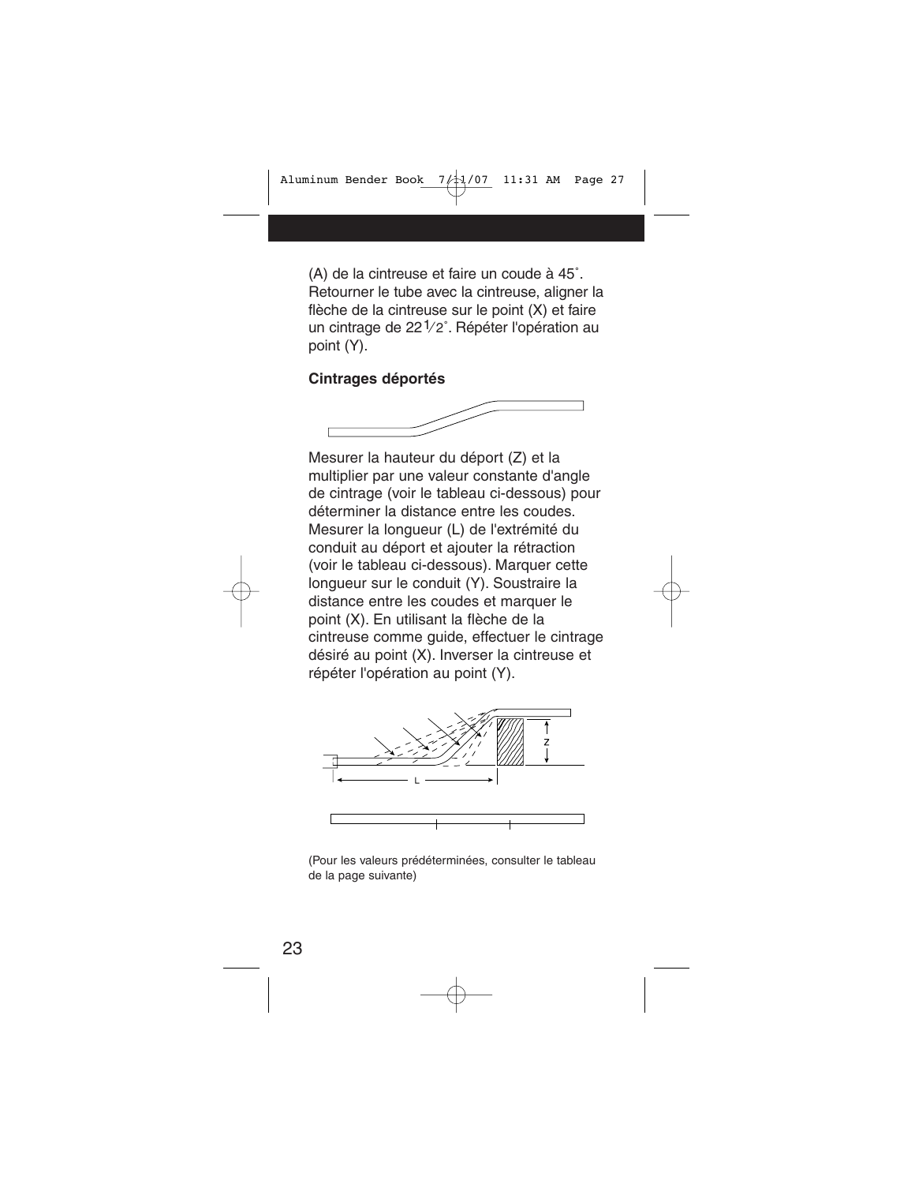(A) de la cintreuse et faire un coude à 45˚. Retourner le tube avec la cintreuse, aligner la flèche de la cintreuse sur le point (X) et faire un cintrage de 22 1/2˚. Répéter l'opération au point (Y).

**Cintrages déportés**

Mesurer la hauteur du déport (Z) et la multiplier par une valeur constante d'angle de cintrage (voir le tableau ci-dessous) pour déterminer la distance entre les coudes. Mesurer la longueur (L) de l'extrémité du conduit au déport et ajouter la rétraction (voir le tableau ci-dessous). Marquer cette longueur sur le conduit (Y). Soustraire la distance entre les coudes et marquer le point (X). En utilisant la flèche de la cintreuse comme guide, effectuer le cintrage désiré au point (X). Inverser la cintreuse et répéter l'opération au point (Y).

(Pour les valeurs prédéterminées, consulter le tableau de la page suivante)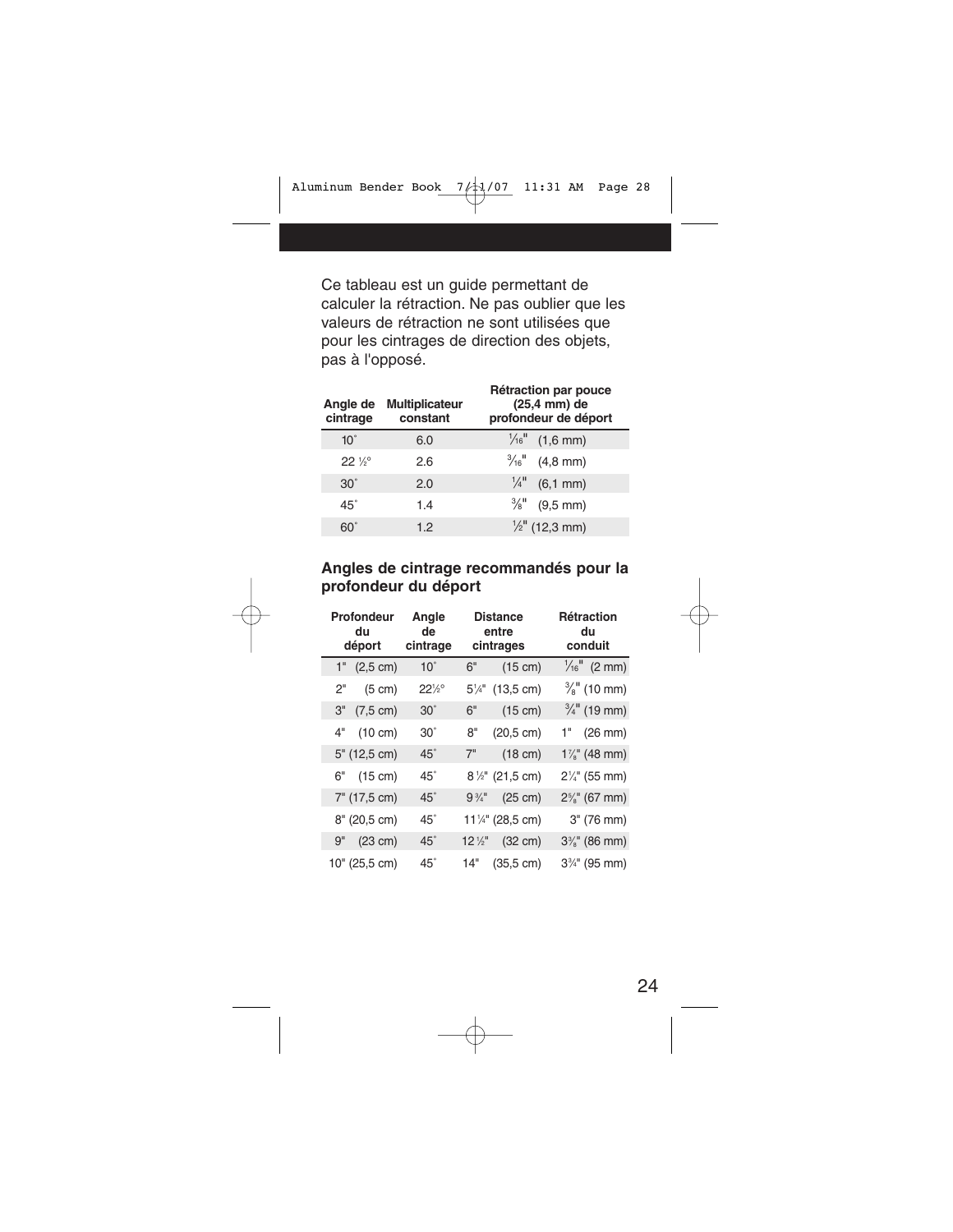Ce tableau est un guide permettant de calculer la rétraction. Ne pas oublier que les valeurs de rétraction ne sont utilisées que pour les cintrages de direction des objets, pas à l'opposé.

| Angle de cintrage | Multiplicateur constant | Rétraction par pouce (25,4 mm) de profondeur de déport |
|---|---|---|
| 10° | 6.0 | 1/16" (1,6 mm) |
| 22 ½° | 2.6 | 3/16" (4,8 mm) |
| 30° | 2.0 | ¼" (6,1 mm) |
| 45° | 1.4 | ⅜" (9,5 mm) |
| 60° | 1.2 | ½" (12,3 mm) |

### Angles de cintrage recommandés pour la profondeur du déport

| Profondeur du déport | Angle de cintrage | Distance entre cintrages | Rétraction du conduit |
|---|---|---|---|
| 1" (2,5 cm) | 10° | 6" (15 cm) | 1/16" (2 mm) |
| 2" (5 cm) | 22½° | 5¼" (13,5 cm) | ⅜" (10 mm) |
| 3" (7,5 cm) | 30° | 6" (15 cm) | ¾" (19 mm) |
| 4" (10 cm) | 30° | 8" (20,5 cm) | 1" (26 mm) |
| 5" (12,5 cm) | 45° | 7" (18 cm) | 1⅞" (48 mm) |
| 6" (15 cm) | 45° | 8 ½" (21,5 cm) | 2¼" (55 mm) |
| 7" (17,5 cm) | 45° | 9 ¾" (25 cm) | 2⅝" (67 mm) |
| 8" (20,5 cm) | 45° | 11¼" (28,5 cm) | 3" (76 mm) |
| 9" (23 cm) | 45° | 12 ½" (32 cm) | 3⅜" (86 mm) |
| 10" (25,5 cm) | 45° | 14" (35,5 cm) | 3¾" (95 mm) |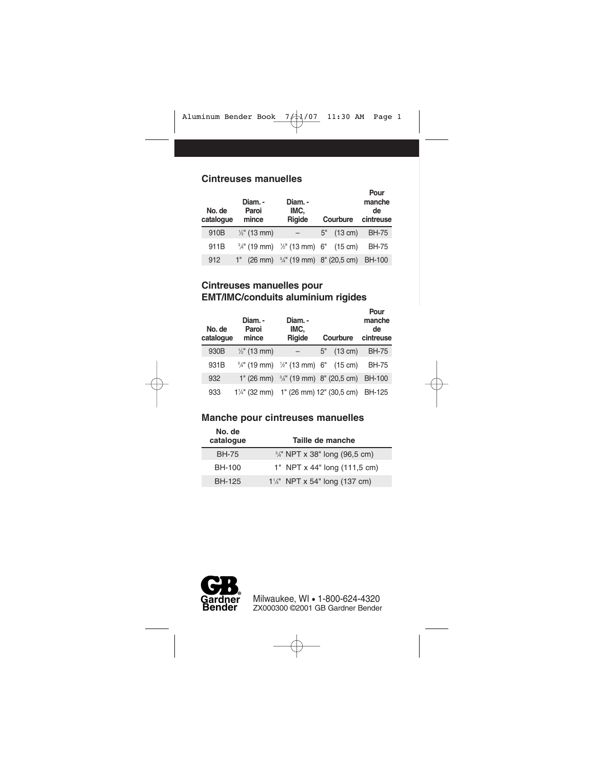## Cintreuses manuelles

| No. de catalogue | Diam. - Paroi mince | Diam. - IMC, Rigide | Courbure | Pour manche de cintreuse |
|---|---|---|---|---|
| 910B | ½" (13 mm) | – | 5" (13 cm) | BH-75 |
| 911B | ¾" (19 mm) | ½" (13 mm) | 6" (15 cm) | BH-75 |
| 912 | 1" (26 mm) | ¾" (19 mm) | 8" (20,5 cm) | BH-100 |

## Cintreuses manuelles pour EMT/IMC/conduits aluminium rigides

| No. de catalogue | Diam. - Paroi mince | Diam. - IMC, Rigide | Courbure | Pour manche de cintreuse |
|---|---|---|---|---|
| 930B | ½" (13 mm) | – | 5" (13 cm) | BH-75 |
| 931B | ¾" (19 mm) | ½" (13 mm) | 6" (15 cm) | BH-75 |
| 932 | 1" (26 mm) | ¾" (19 mm) | 8" (20,5 cm) | BH-100 |
| 933 | 1¼" (32 mm) | 1" (26 mm) | 12" (30,5 cm) | BH-125 |

## Manche pour cintreuses manuelles

| No. de catalogue | Taille de manche |
|---|---|
| BH-75 | ¾" NPT x 38" long (96,5 cm) |
| BH-100 | 1" NPT x 44" long (111,5 cm) |
| BH-125 | 1¼" NPT x 54" long (137 cm) |

GB Gardner Bender

Milwaukee, WI • 1-800-624-4320
ZX000300 ©2001 GB Gardner Bender